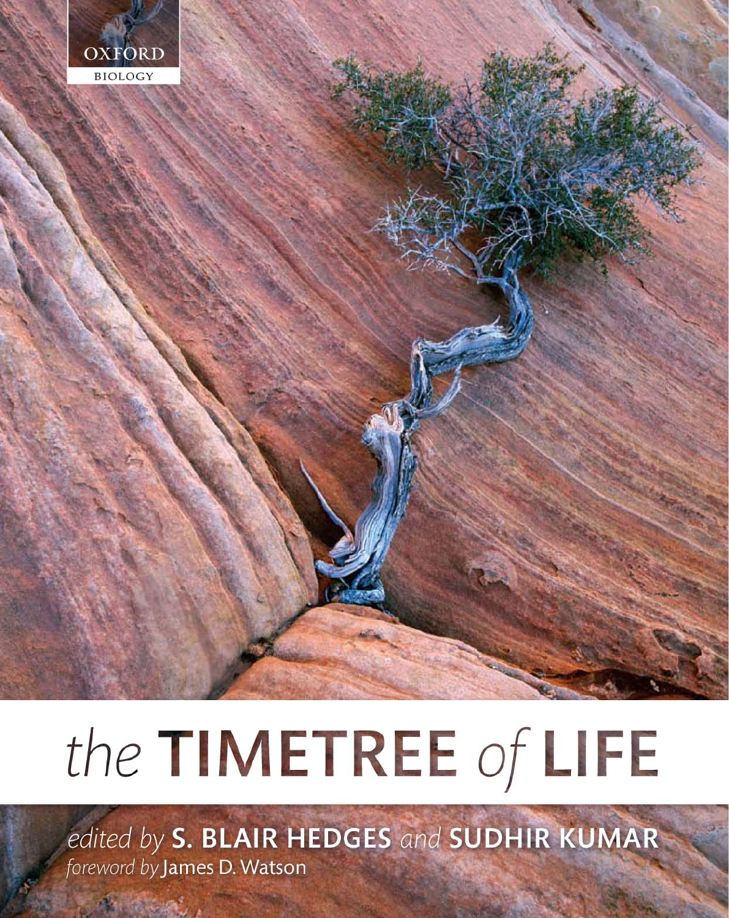OXFORD
BIOLOGY

# *the* TIMETREE *of* LIFE

*edited by* **S. BLAIR HEDGES** *and* **SUDHIR KUMAR**

*foreword by* James D. Watson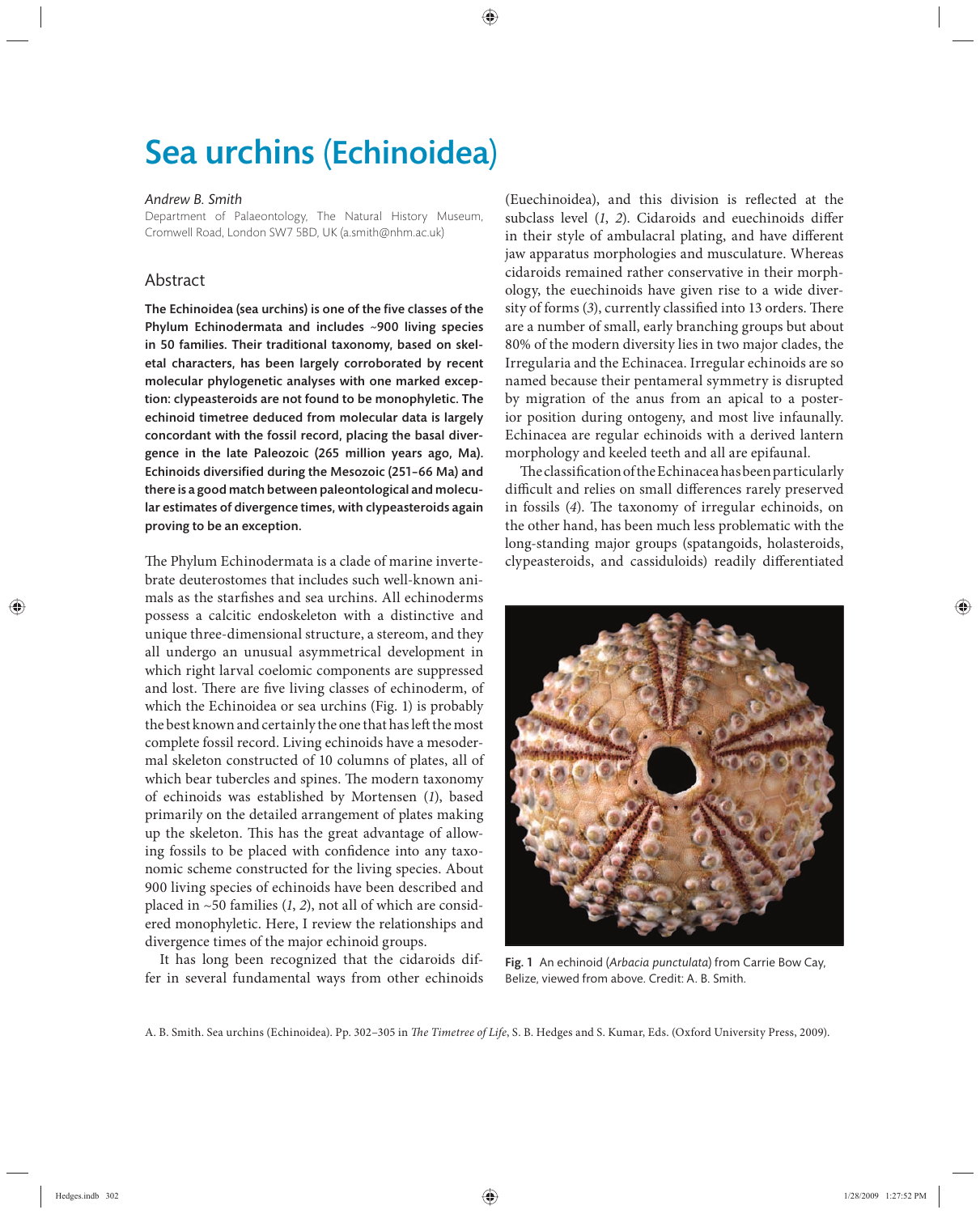# Sea urchins (Echinoidea)

*Andrew B. Smith*

Department of Palaeontology, The Natural History Museum, Cromwell Road, London SW7 5BD, UK (a.smith@nhm.ac.uk)

## Abstract

**The Echinoidea (sea urchins) is one of the five classes of the Phylum Echinodermata and includes ~900 living species in 50 families. Their traditional taxonomy, based on skeletal characters, has been largely corroborated by recent molecular phylogenetic analyses with one marked exception: clypeasteroids are not found to be monophyletic. The echinoid timetree deduced from molecular data is largely concordant with the fossil record, placing the basal divergence in the late Paleozoic (265 million years ago, Ma). Echinoids diversified during the Mesozoic (251–66 Ma) and there is a good match between paleontological and molecular estimates of divergence times, with clypeasteroids again proving to be an exception.**

The Phylum Echinodermata is a clade of marine invertebrate deuterostomes that includes such well-known animals as the starfishes and sea urchins. All echinoderms possess a calcitic endoskeleton with a distinctive and unique three-dimensional structure, a stereom, and they all undergo an unusual asymmetrical development in which right larval coelomic components are suppressed and lost. There are five living classes of echinoderm, of which the Echinoidea or sea urchins (Fig. 1) is probably the best known and certainly the one that has left the most complete fossil record. Living echinoids have a mesodermal skeleton constructed of 10 columns of plates, all of which bear tubercles and spines. The modern taxonomy of echinoids was established by Mortensen (*1*), based primarily on the detailed arrangement of plates making up the skeleton. This has the great advantage of allowing fossils to be placed with confidence into any taxonomic scheme constructed for the living species. About 900 living species of echinoids have been described and placed in ~50 families (*1*, *2*), not all of which are considered monophyletic. Here, I review the relationships and divergence times of the major echinoid groups.

It has long been recognized that the cidaroids differ in several fundamental ways from other echinoids (Euechinoidea), and this division is reflected at the subclass level (*1*, *2*). Cidaroids and euechinoids differ in their style of ambulacral plating, and have different jaw apparatus morphologies and musculature. Whereas cidaroids remained rather conservative in their morphology, the euechinoids have given rise to a wide diversity of forms (*3*), currently classified into 13 orders. There are a number of small, early branching groups but about 80% of the modern diversity lies in two major clades, the Irregularia and the Echinacea. Irregular echinoids are so named because their pentameral symmetry is disrupted by migration of the anus from an apical to a posterior position during ontogeny, and most live infaunally. Echinacea are regular echinoids with a derived lantern morphology and keeled teeth and all are epifaunal.

The classification of the Echinacea has been particularly difficult and relies on small differences rarely preserved in fossils (*4*). The taxonomy of irregular echinoids, on the other hand, has been much less problematic with the long-standing major groups (spatangoids, holasteroids, clypeasteroids, and cassiduloids) readily differentiated

Fig. 1 An echinoid (*Arbacia punctulata*) from Carrie Bow Cay, Belize, viewed from above. Credit: A. B. Smith.

A. B. Smith. Sea urchins (Echinoidea). Pp. 302–305 in *The Timetree of Life*, S. B. Hedges and S. Kumar, Eds. (Oxford University Press, 2009).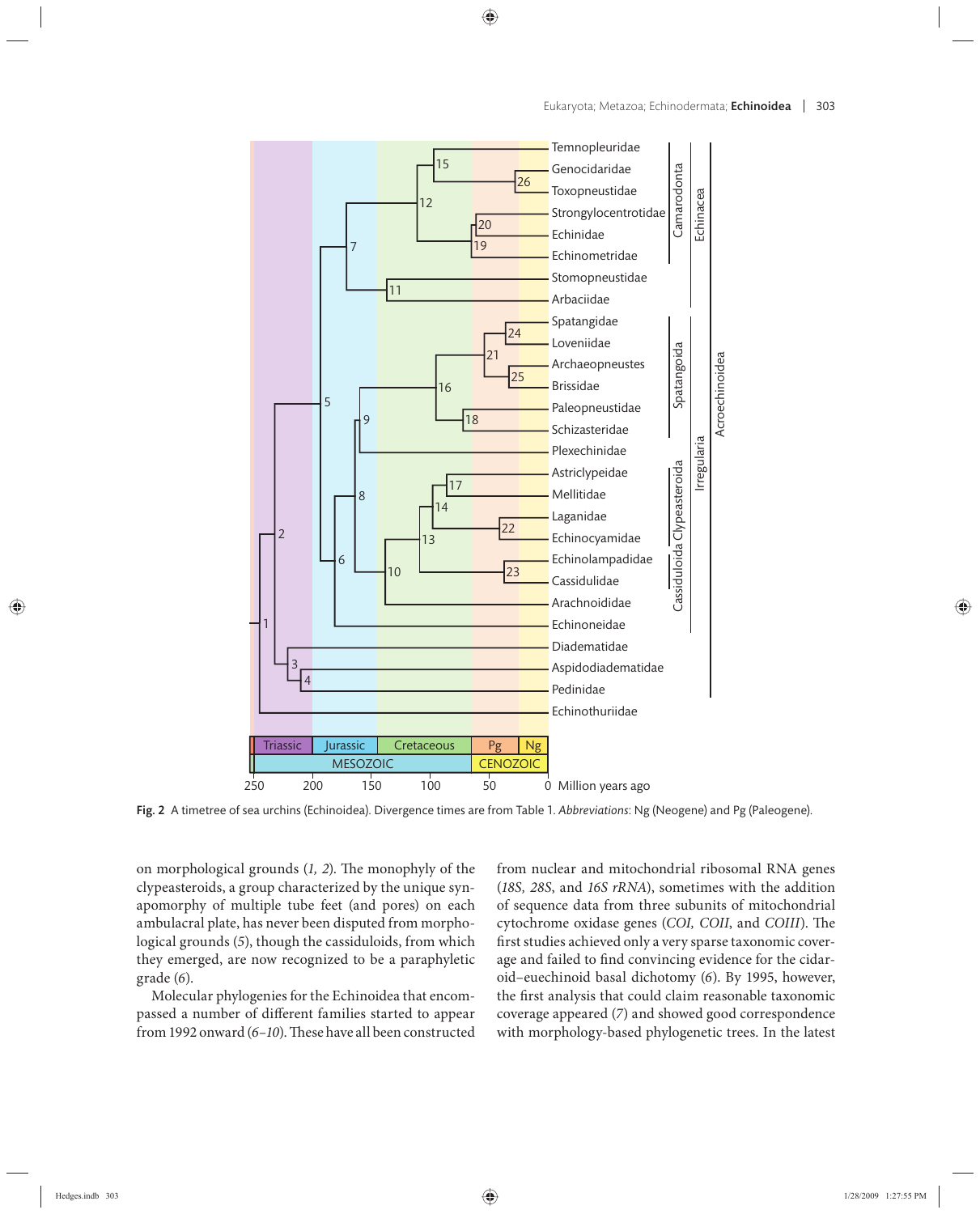Fig. 2 A timetree of sea urchins (Echinoidea). Divergence times are from Table 1. *Abbreviations*: Ng (Neogene) and Pg (Paleogene).

on morphological grounds (*1, 2*). The monophyly of the clypeasteroids, a group characterized by the unique synapomorphy of multiple tube feet (and pores) on each ambulacral plate, has never been disputed from morphological grounds (*5*), though the cassiduloids, from which they emerged, are now recognized to be a paraphyletic grade (*6*).

Molecular phylogenies for the Echinoidea that encompassed a number of different families started to appear from 1992 onward (*6–10*). These have all been constructed from nuclear and mitochondrial ribosomal RNA genes (*18S, 28S*, and *16S rRNA*), sometimes with the addition of sequence data from three subunits of mitochondrial cytochrome oxidase genes (*COI, COII*, and *COIII*). The first studies achieved only a very sparse taxonomic coverage and failed to find convincing evidence for the cidaroid–euechinoid basal dichotomy (*6*). By 1995, however, the first analysis that could claim reasonable taxonomic coverage appeared (*7*) and showed good correspondence with morphology-based phylogenetic trees. In the latest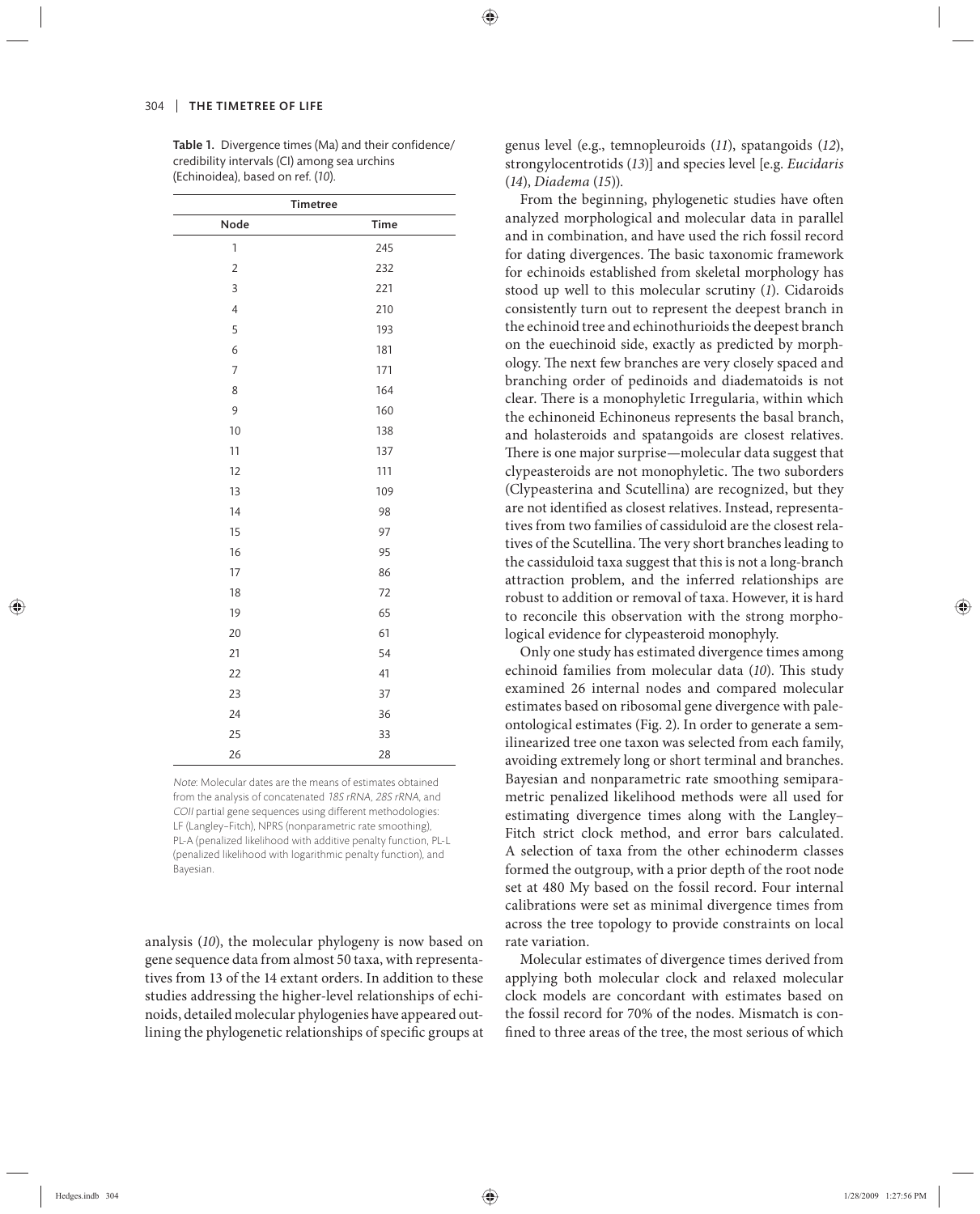**Table 1.** Divergence times (Ma) and their confidence/credibility intervals (CI) among sea urchins (Echinoidea), based on ref. (*10*).

| Timetree | |
|---|---|
| Node | Time |
| 1 | 245 |
| 2 | 232 |
| 3 | 221 |
| 4 | 210 |
| 5 | 193 |
| 6 | 181 |
| 7 | 171 |
| 8 | 164 |
| 9 | 160 |
| 10 | 138 |
| 11 | 137 |
| 12 | 111 |
| 13 | 109 |
| 14 | 98 |
| 15 | 97 |
| 16 | 95 |
| 17 | 86 |
| 18 | 72 |
| 19 | 65 |
| 20 | 61 |
| 21 | 54 |
| 22 | 41 |
| 23 | 37 |
| 24 | 36 |
| 25 | 33 |
| 26 | 28 |

*Note:* Molecular dates are the means of estimates obtained from the analysis of concatenated *18S rRNA*, *28S rRNA*, and *COII* partial gene sequences using different methodologies: LF (Langley–Fitch), NPRS (nonparametric rate smoothing), PL-A (penalized likelihood with additive penalty function, PL-L (penalized likelihood with logarithmic penalty function), and Bayesian.

analysis (*10*), the molecular phylogeny is now based on gene sequence data from almost 50 taxa, with representatives from 13 of the 14 extant orders. In addition to these studies addressing the higher-level relationships of echinoids, detailed molecular phylogenies have appeared outlining the phylogenetic relationships of specific groups at genus level (e.g., temnopleuroids (*11*), spatangoids (*12*), strongylocentrotids (*13*)] and species level [e.g. *Eucidaris* (*14*), *Diadema* (*15*)).

From the beginning, phylogenetic studies have often analyzed morphological and molecular data in parallel and in combination, and have used the rich fossil record for dating divergences. The basic taxonomic framework for echinoids established from skeletal morphology has stood up well to this molecular scrutiny (*1*). Cidaroids consistently turn out to represent the deepest branch in the echinoid tree and echinothurioids the deepest branch on the euechinoid side, exactly as predicted by morphology. The next few branches are very closely spaced and branching order of pedinoids and diadematoids is not clear. There is a monophyletic Irregularia, within which the echinoneid Echinoneus represents the basal branch, and holasteroids and spatangoids are closest relatives. There is one major surprise—molecular data suggest that clypeasteroids are not monophyletic. The two suborders (Clypeasterina and Scutellina) are recognized, but they are not identified as closest relatives. Instead, representatives from two families of cassiduloid are the closest relatives of the Scutellina. The very short branches leading to the cassiduloid taxa suggest that this is not a long-branch attraction problem, and the inferred relationships are robust to addition or removal of taxa. However, it is hard to reconcile this observation with the strong morphological evidence for clypeasteroid monophyly.

Only one study has estimated divergence times among echinoid families from molecular data (*10*). This study examined 26 internal nodes and compared molecular estimates based on ribosomal gene divergence with paleontological estimates (Fig. 2). In order to generate a semilinearized tree one taxon was selected from each family, avoiding extremely long or short terminal and branches. Bayesian and nonparametric rate smoothing semiparametric penalized likelihood methods were all used for estimating divergence times along with the Langley–Fitch strict clock method, and error bars calculated. A selection of taxa from the other echinoderm classes formed the outgroup, with a prior depth of the root node set at 480 My based on the fossil record. Four internal calibrations were set as minimal divergence times from across the tree topology to provide constraints on local rate variation.

Molecular estimates of divergence times derived from applying both molecular clock and relaxed molecular clock models are concordant with estimates based on the fossil record for 70% of the nodes. Mismatch is confined to three areas of the tree, the most serious of which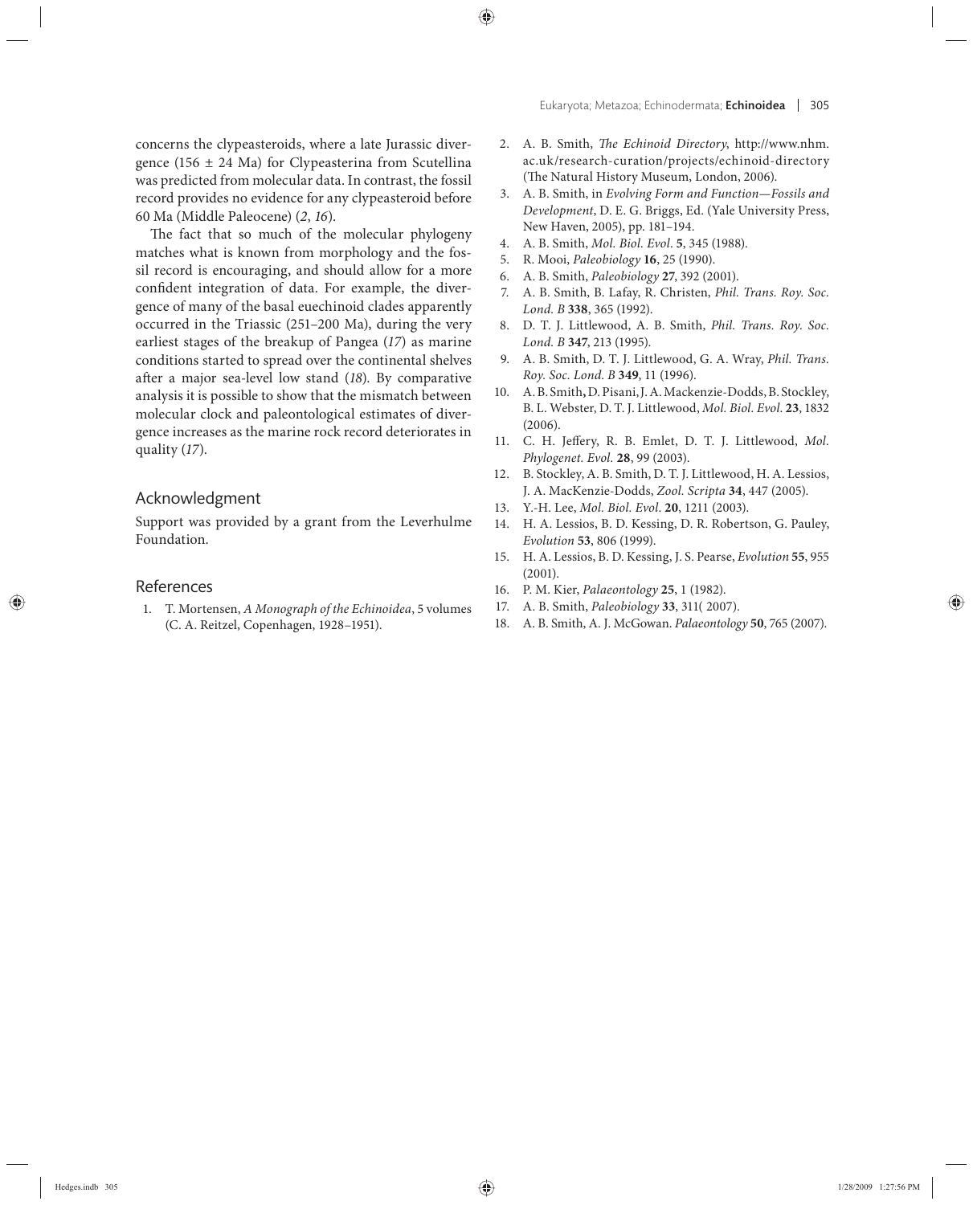concerns the clypeasteroids, where a late Jurassic divergence (156 ± 24 Ma) for Clypeasterina from Scutellina was predicted from molecular data. In contrast, the fossil record provides no evidence for any clypeasteroid before 60 Ma (Middle Paleocene) (*2*, *16*).

The fact that so much of the molecular phylogeny matches what is known from morphology and the fossil record is encouraging, and should allow for a more confident integration of data. For example, the divergence of many of the basal euechinoid clades apparently occurred in the Triassic (251–200 Ma), during the very earliest stages of the breakup of Pangea (*17*) as marine conditions started to spread over the continental shelves after a major sea-level low stand (*18*). By comparative analysis it is possible to show that the mismatch between molecular clock and paleontological estimates of divergence increases as the marine rock record deteriorates in quality (*17*).

## Acknowledgment

Support was provided by a grant from the Leverhulme Foundation.

## References

1. T. Mortensen, *A Monograph of the Echinoidea*, 5 volumes (C. A. Reitzel, Copenhagen, 1928–1951).
2. A. B. Smith, *The Echinoid Directory*, http://www.nhm.ac.uk/research-curation/projects/echinoid-directory (The Natural History Museum, London, 2006).
3. A. B. Smith, in *Evolving Form and Function—Fossils and Development*, D. E. G. Briggs, Ed. (Yale University Press, New Haven, 2005), pp. 181–194.
4. A. B. Smith, *Mol. Biol. Evol*. **5**, 345 (1988).
5. R. Mooi, *Paleobiology* **16**, 25 (1990).
6. A. B. Smith, *Paleobiology* **27**, 392 (2001).
7. A. B. Smith, B. Lafay, R. Christen, *Phil. Trans. Roy. Soc. Lond. B* **338**, 365 (1992).
8. D. T. J. Littlewood, A. B. Smith, *Phil. Trans. Roy. Soc. Lond. B* **347**, 213 (1995).
9. A. B. Smith, D. T. J. Littlewood, G. A. Wray, *Phil. Trans. Roy. Soc. Lond. B* **349**, 11 (1996).
10. A. B. Smith**,** D. Pisani, J. A. Mackenzie-Dodds, B. Stockley, B. L. Webster, D. T. J. Littlewood, *Mol. Biol. Evol*. **23**, 1832 (2006).
11. C. H. Jeffery, R. B. Emlet, D. T. J. Littlewood, *Mol. Phylogenet. Evol.* **28**, 99 (2003).
12. B. Stockley, A. B. Smith, D. T. J. Littlewood, H. A. Lessios, J. A. MacKenzie-Dodds, *Zool. Scripta* **34**, 447 (2005).
13. Y.-H. Lee, *Mol. Biol. Evol*. **20**, 1211 (2003).
14. H. A. Lessios, B. D. Kessing, D. R. Robertson, G. Pauley, *Evolution* **53**, 806 (1999).
15. H. A. Lessios, B. D. Kessing, J. S. Pearse, *Evolution* **55**, 955 (2001).
16. P. M. Kier, *Palaeontology* **25**, 1 (1982).
17. A. B. Smith, *Paleobiology* **33**, 311( 2007).
18. A. B. Smith, A. J. McGowan. *Palaeontology* **50**, 765 (2007).